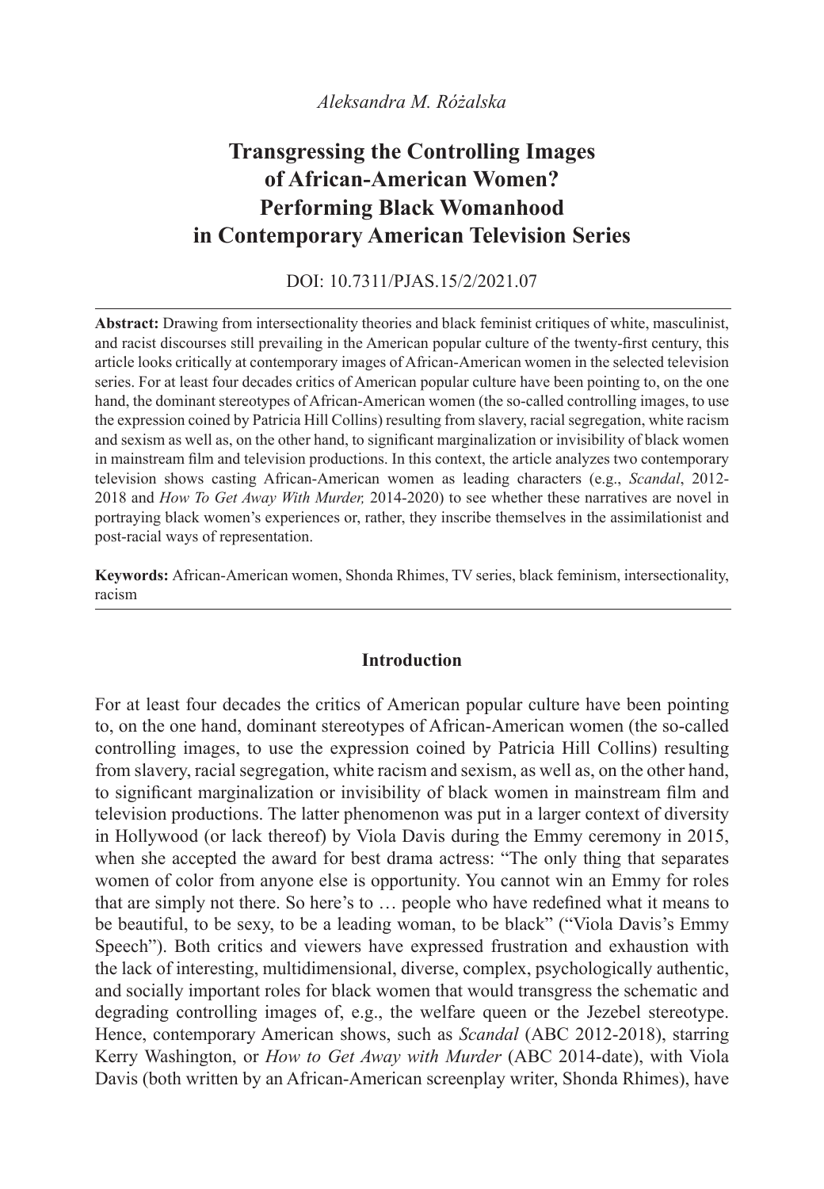*Aleksandra M. Różalska*

# Transgressing the Controlling Images of African-American Women? Performing Black Womanhood in Contemporary American Television Series

DOI: 10.7311/PJAS.15/2/2021.07

**Abstract:** Drawing from intersectionality theories and black feminist critiques of white, masculinist, and racist discourses still prevailing in the American popular culture of the twenty-first century, this article looks critically at contemporary images of African-American women in the selected television series. For at least four decades critics of American popular culture have been pointing to, on the one hand, the dominant stereotypes of African-American women (the so-called controlling images, to use the expression coined by Patricia Hill Collins) resulting from slavery, racial segregation, white racism and sexism as well as, on the other hand, to significant marginalization or invisibility of black women in mainstream film and television productions. In this context, the article analyzes two contemporary television shows casting African-American women as leading characters (e.g., *Scandal*, 2012-2018 and *How To Get Away With Murder,* 2014-2020) to see whether these narratives are novel in portraying black women's experiences or, rather, they inscribe themselves in the assimilationist and post-racial ways of representation.

**Keywords:** African-American women, Shonda Rhimes, TV series, black feminism, intersectionality, racism

## Introduction

For at least four decades the critics of American popular culture have been pointing to, on the one hand, dominant stereotypes of African-American women (the so-called controlling images, to use the expression coined by Patricia Hill Collins) resulting from slavery, racial segregation, white racism and sexism, as well as, on the other hand, to significant marginalization or invisibility of black women in mainstream film and television productions. The latter phenomenon was put in a larger context of diversity in Hollywood (or lack thereof) by Viola Davis during the Emmy ceremony in 2015, when she accepted the award for best drama actress: "The only thing that separates women of color from anyone else is opportunity. You cannot win an Emmy for roles that are simply not there. So here's to … people who have redefined what it means to be beautiful, to be sexy, to be a leading woman, to be black" ("Viola Davis's Emmy Speech"). Both critics and viewers have expressed frustration and exhaustion with the lack of interesting, multidimensional, diverse, complex, psychologically authentic, and socially important roles for black women that would transgress the schematic and degrading controlling images of, e.g., the welfare queen or the Jezebel stereotype. Hence, contemporary American shows, such as *Scandal* (ABC 2012-2018), starring Kerry Washington, or *How to Get Away with Murder* (ABC 2014-date), with Viola Davis (both written by an African-American screenplay writer, Shonda Rhimes), have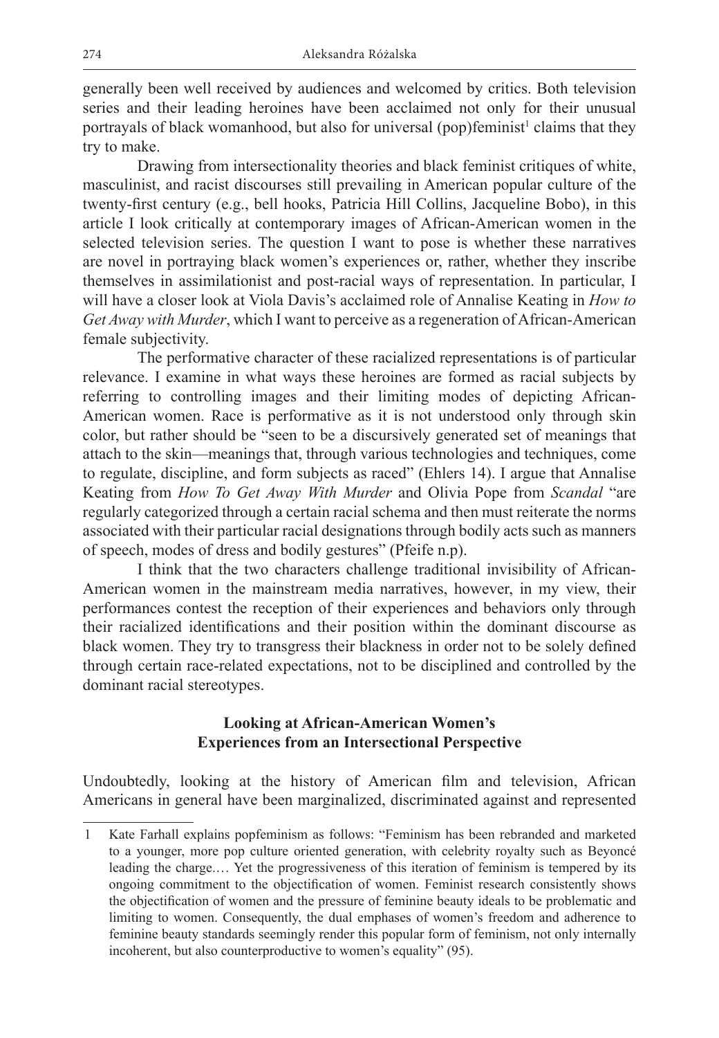generally been well received by audiences and welcomed by critics. Both television series and their leading heroines have been acclaimed not only for their unusual portrayals of black womanhood, but also for universal (pop)feminist[1] claims that they try to make.

Drawing from intersectionality theories and black feminist critiques of white, masculinist, and racist discourses still prevailing in American popular culture of the twenty-first century (e.g., bell hooks, Patricia Hill Collins, Jacqueline Bobo), in this article I look critically at contemporary images of African-American women in the selected television series. The question I want to pose is whether these narratives are novel in portraying black women's experiences or, rather, whether they inscribe themselves in assimilationist and post-racial ways of representation. In particular, I will have a closer look at Viola Davis's acclaimed role of Annalise Keating in *How to Get Away with Murder*, which I want to perceive as a regeneration of African-American female subjectivity.

The performative character of these racialized representations is of particular relevance. I examine in what ways these heroines are formed as racial subjects by referring to controlling images and their limiting modes of depicting African-American women. Race is performative as it is not understood only through skin color, but rather should be "seen to be a discursively generated set of meanings that attach to the skin—meanings that, through various technologies and techniques, come to regulate, discipline, and form subjects as raced" (Ehlers 14). I argue that Annalise Keating from *How To Get Away With Murder* and Olivia Pope from *Scandal* "are regularly categorized through a certain racial schema and then must reiterate the norms associated with their particular racial designations through bodily acts such as manners of speech, modes of dress and bodily gestures" (Pfeife n.p).

I think that the two characters challenge traditional invisibility of African-American women in the mainstream media narratives, however, in my view, their performances contest the reception of their experiences and behaviors only through their racialized identifications and their position within the dominant discourse as black women. They try to transgress their blackness in order not to be solely defined through certain race-related expectations, not to be disciplined and controlled by the dominant racial stereotypes.

## Looking at African-American Women's Experiences from an Intersectional Perspective

Undoubtedly, looking at the history of American film and television, African Americans in general have been marginalized, discriminated against and represented

---

1 Kate Farhall explains popfeminism as follows: "Feminism has been rebranded and marketed to a younger, more pop culture oriented generation, with celebrity royalty such as Beyoncé leading the charge.… Yet the progressiveness of this iteration of feminism is tempered by its ongoing commitment to the objectification of women. Feminist research consistently shows the objectification of women and the pressure of feminine beauty ideals to be problematic and limiting to women. Consequently, the dual emphases of women's freedom and adherence to feminine beauty standards seemingly render this popular form of feminism, not only internally incoherent, but also counterproductive to women's equality" (95).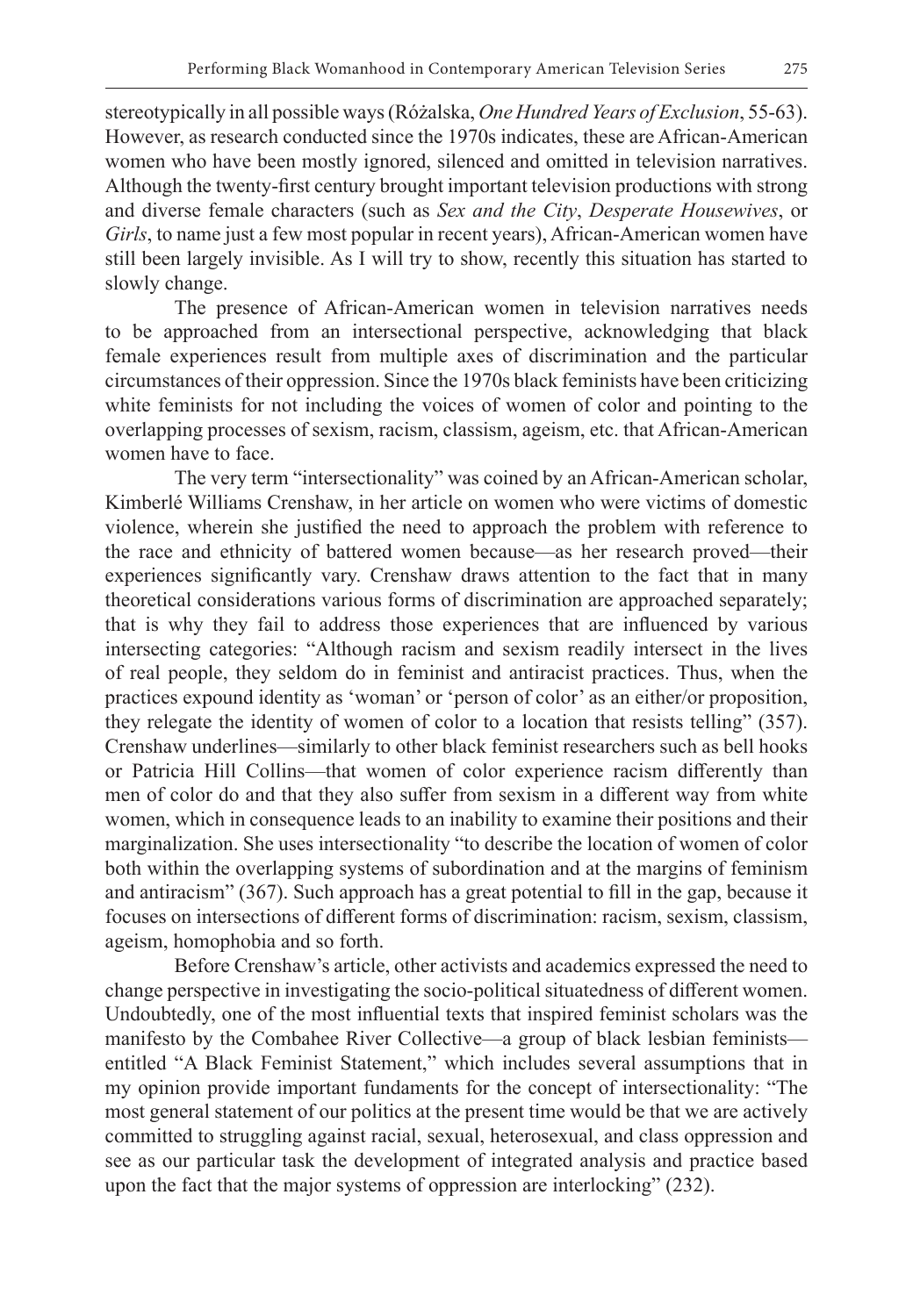stereotypically in all possible ways (Różalska, *One Hundred Years of Exclusion*, 55-63). However, as research conducted since the 1970s indicates, these are African-American women who have been mostly ignored, silenced and omitted in television narratives. Although the twenty-first century brought important television productions with strong and diverse female characters (such as *Sex and the City*, *Desperate Housewives*, or *Girls*, to name just a few most popular in recent years), African-American women have still been largely invisible. As I will try to show, recently this situation has started to slowly change.

The presence of African-American women in television narratives needs to be approached from an intersectional perspective, acknowledging that black female experiences result from multiple axes of discrimination and the particular circumstances of their oppression. Since the 1970s black feminists have been criticizing white feminists for not including the voices of women of color and pointing to the overlapping processes of sexism, racism, classism, ageism, etc. that African-American women have to face.

The very term "intersectionality" was coined by an African-American scholar, Kimberlé Williams Crenshaw, in her article on women who were victims of domestic violence, wherein she justified the need to approach the problem with reference to the race and ethnicity of battered women because—as her research proved—their experiences significantly vary. Crenshaw draws attention to the fact that in many theoretical considerations various forms of discrimination are approached separately; that is why they fail to address those experiences that are influenced by various intersecting categories: "Although racism and sexism readily intersect in the lives of real people, they seldom do in feminist and antiracist practices. Thus, when the practices expound identity as 'woman' or 'person of color' as an either/or proposition, they relegate the identity of women of color to a location that resists telling" (357). Crenshaw underlines—similarly to other black feminist researchers such as bell hooks or Patricia Hill Collins—that women of color experience racism differently than men of color do and that they also suffer from sexism in a different way from white women, which in consequence leads to an inability to examine their positions and their marginalization. She uses intersectionality "to describe the location of women of color both within the overlapping systems of subordination and at the margins of feminism and antiracism" (367). Such approach has a great potential to fill in the gap, because it focuses on intersections of different forms of discrimination: racism, sexism, classism, ageism, homophobia and so forth.

Before Crenshaw's article, other activists and academics expressed the need to change perspective in investigating the socio-political situatedness of different women. Undoubtedly, one of the most influential texts that inspired feminist scholars was the manifesto by the Combahee River Collective—a group of black lesbian feminists—entitled "A Black Feminist Statement," which includes several assumptions that in my opinion provide important fundaments for the concept of intersectionality: "The most general statement of our politics at the present time would be that we are actively committed to struggling against racial, sexual, heterosexual, and class oppression and see as our particular task the development of integrated analysis and practice based upon the fact that the major systems of oppression are interlocking" (232).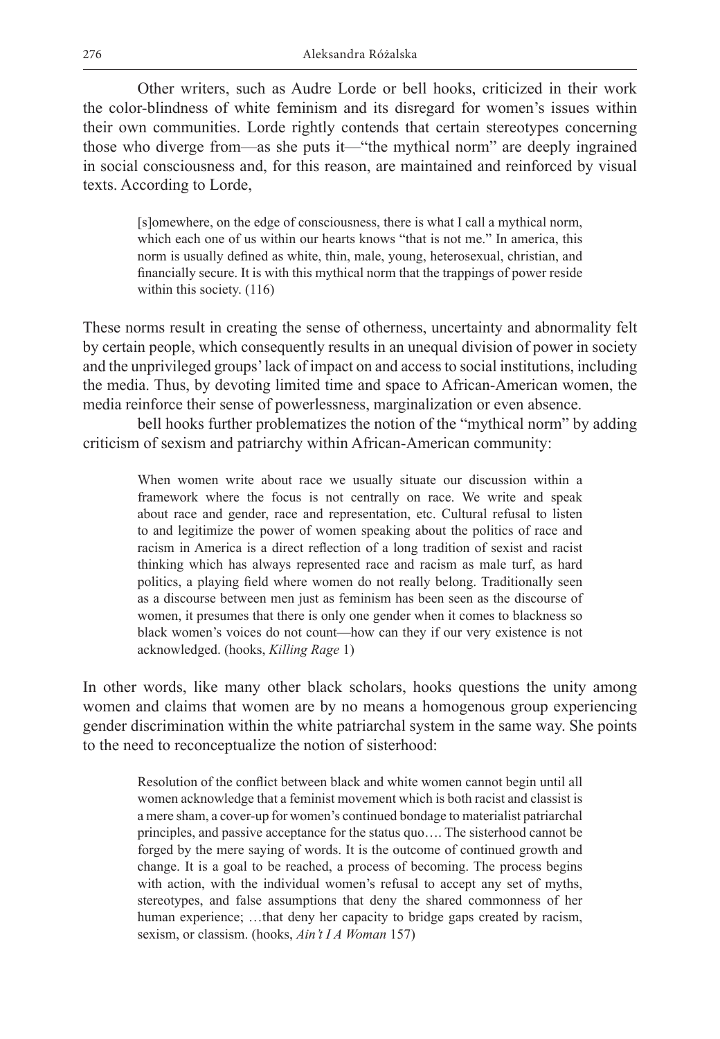Other writers, such as Audre Lorde or bell hooks, criticized in their work the color-blindness of white feminism and its disregard for women's issues within their own communities. Lorde rightly contends that certain stereotypes concerning those who diverge from—as she puts it—"the mythical norm" are deeply ingrained in social consciousness and, for this reason, are maintained and reinforced by visual texts. According to Lorde,

> [s]omewhere, on the edge of consciousness, there is what I call a mythical norm, which each one of us within our hearts knows "that is not me." In america, this norm is usually defined as white, thin, male, young, heterosexual, christian, and financially secure. It is with this mythical norm that the trappings of power reside within this society. (116)

These norms result in creating the sense of otherness, uncertainty and abnormality felt by certain people, which consequently results in an unequal division of power in society and the unprivileged groups' lack of impact on and access to social institutions, including the media. Thus, by devoting limited time and space to African-American women, the media reinforce their sense of powerlessness, marginalization or even absence.

bell hooks further problematizes the notion of the "mythical norm" by adding criticism of sexism and patriarchy within African-American community:

> When women write about race we usually situate our discussion within a framework where the focus is not centrally on race. We write and speak about race and gender, race and representation, etc. Cultural refusal to listen to and legitimize the power of women speaking about the politics of race and racism in America is a direct reflection of a long tradition of sexist and racist thinking which has always represented race and racism as male turf, as hard politics, a playing field where women do not really belong. Traditionally seen as a discourse between men just as feminism has been seen as the discourse of women, it presumes that there is only one gender when it comes to blackness so black women's voices do not count—how can they if our very existence is not acknowledged. (hooks, *Killing Rage* 1)

In other words, like many other black scholars, hooks questions the unity among women and claims that women are by no means a homogenous group experiencing gender discrimination within the white patriarchal system in the same way. She points to the need to reconceptualize the notion of sisterhood:

> Resolution of the conflict between black and white women cannot begin until all women acknowledge that a feminist movement which is both racist and classist is a mere sham, a cover-up for women's continued bondage to materialist patriarchal principles, and passive acceptance for the status quo…. The sisterhood cannot be forged by the mere saying of words. It is the outcome of continued growth and change. It is a goal to be reached, a process of becoming. The process begins with action, with the individual women's refusal to accept any set of myths, stereotypes, and false assumptions that deny the shared commonness of her human experience; …that deny her capacity to bridge gaps created by racism, sexism, or classism. (hooks, *Ain't I A Woman* 157)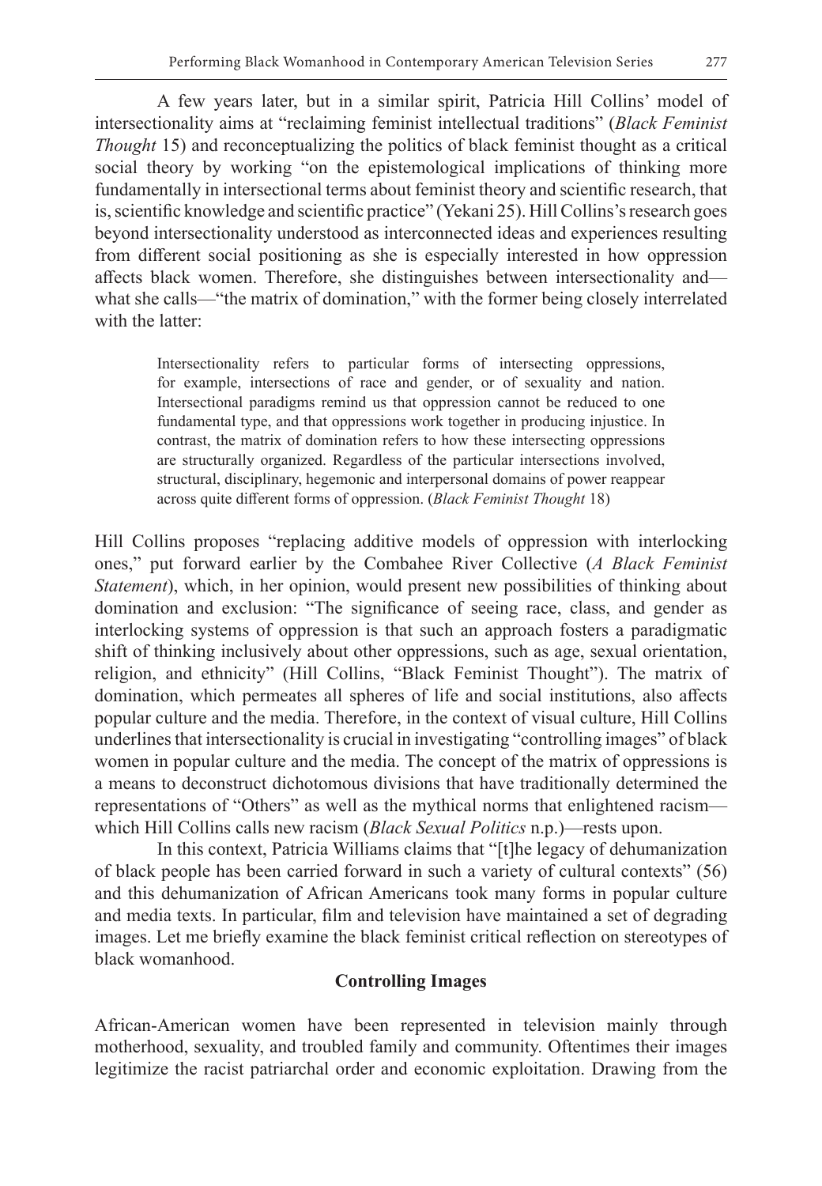A few years later, but in a similar spirit, Patricia Hill Collins' model of intersectionality aims at "reclaiming feminist intellectual traditions" (*Black Feminist Thought* 15) and reconceptualizing the politics of black feminist thought as a critical social theory by working "on the epistemological implications of thinking more fundamentally in intersectional terms about feminist theory and scientific research, that is, scientific knowledge and scientific practice" (Yekani 25). Hill Collins's research goes beyond intersectionality understood as interconnected ideas and experiences resulting from different social positioning as she is especially interested in how oppression affects black women. Therefore, she distinguishes between intersectionality and—what she calls—"the matrix of domination," with the former being closely interrelated with the latter:

> Intersectionality refers to particular forms of intersecting oppressions, for example, intersections of race and gender, or of sexuality and nation. Intersectional paradigms remind us that oppression cannot be reduced to one fundamental type, and that oppressions work together in producing injustice. In contrast, the matrix of domination refers to how these intersecting oppressions are structurally organized. Regardless of the particular intersections involved, structural, disciplinary, hegemonic and interpersonal domains of power reappear across quite different forms of oppression. (*Black Feminist Thought* 18)

Hill Collins proposes "replacing additive models of oppression with interlocking ones," put forward earlier by the Combahee River Collective (*A Black Feminist Statement*), which, in her opinion, would present new possibilities of thinking about domination and exclusion: "The significance of seeing race, class, and gender as interlocking systems of oppression is that such an approach fosters a paradigmatic shift of thinking inclusively about other oppressions, such as age, sexual orientation, religion, and ethnicity" (Hill Collins, "Black Feminist Thought"). The matrix of domination, which permeates all spheres of life and social institutions, also affects popular culture and the media. Therefore, in the context of visual culture, Hill Collins underlines that intersectionality is crucial in investigating "controlling images" of black women in popular culture and the media. The concept of the matrix of oppressions is a means to deconstruct dichotomous divisions that have traditionally determined the representations of "Others" as well as the mythical norms that enlightened racism—which Hill Collins calls new racism (*Black Sexual Politics* n.p.)—rests upon.

In this context, Patricia Williams claims that "[t]he legacy of dehumanization of black people has been carried forward in such a variety of cultural contexts" (56) and this dehumanization of African Americans took many forms in popular culture and media texts. In particular, film and television have maintained a set of degrading images. Let me briefly examine the black feminist critical reflection on stereotypes of black womanhood.

## Controlling Images

African-American women have been represented in television mainly through motherhood, sexuality, and troubled family and community. Oftentimes their images legitimize the racist patriarchal order and economic exploitation. Drawing from the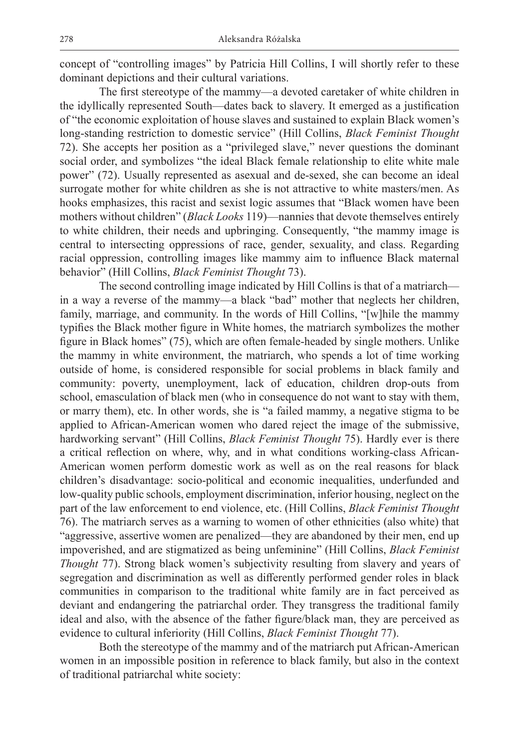concept of "controlling images" by Patricia Hill Collins, I will shortly refer to these dominant depictions and their cultural variations.

The first stereotype of the mammy—a devoted caretaker of white children in the idyllically represented South—dates back to slavery. It emerged as a justification of "the economic exploitation of house slaves and sustained to explain Black women's long-standing restriction to domestic service" (Hill Collins, *Black Feminist Thought* 72). She accepts her position as a "privileged slave," never questions the dominant social order, and symbolizes "the ideal Black female relationship to elite white male power" (72). Usually represented as asexual and de-sexed, she can become an ideal surrogate mother for white children as she is not attractive to white masters/men. As hooks emphasizes, this racist and sexist logic assumes that "Black women have been mothers without children" (*Black Looks* 119)—nannies that devote themselves entirely to white children, their needs and upbringing. Consequently, "the mammy image is central to intersecting oppressions of race, gender, sexuality, and class. Regarding racial oppression, controlling images like mammy aim to influence Black maternal behavior" (Hill Collins, *Black Feminist Thought* 73).

The second controlling image indicated by Hill Collins is that of a matriarch—in a way a reverse of the mammy—a black "bad" mother that neglects her children, family, marriage, and community. In the words of Hill Collins, "[w]hile the mammy typifies the Black mother figure in White homes, the matriarch symbolizes the mother figure in Black homes" (75), which are often female-headed by single mothers. Unlike the mammy in white environment, the matriarch, who spends a lot of time working outside of home, is considered responsible for social problems in black family and community: poverty, unemployment, lack of education, children drop-outs from school, emasculation of black men (who in consequence do not want to stay with them, or marry them), etc. In other words, she is "a failed mammy, a negative stigma to be applied to African-American women who dared reject the image of the submissive, hardworking servant" (Hill Collins, *Black Feminist Thought* 75). Hardly ever is there a critical reflection on where, why, and in what conditions working-class African-American women perform domestic work as well as on the real reasons for black children's disadvantage: socio-political and economic inequalities, underfunded and low-quality public schools, employment discrimination, inferior housing, neglect on the part of the law enforcement to end violence, etc. (Hill Collins, *Black Feminist Thought* 76). The matriarch serves as a warning to women of other ethnicities (also white) that "aggressive, assertive women are penalized—they are abandoned by their men, end up impoverished, and are stigmatized as being unfeminine" (Hill Collins, *Black Feminist Thought* 77). Strong black women's subjectivity resulting from slavery and years of segregation and discrimination as well as differently performed gender roles in black communities in comparison to the traditional white family are in fact perceived as deviant and endangering the patriarchal order. They transgress the traditional family ideal and also, with the absence of the father figure/black man, they are perceived as evidence to cultural inferiority (Hill Collins, *Black Feminist Thought* 77).

Both the stereotype of the mammy and of the matriarch put African-American women in an impossible position in reference to black family, but also in the context of traditional patriarchal white society: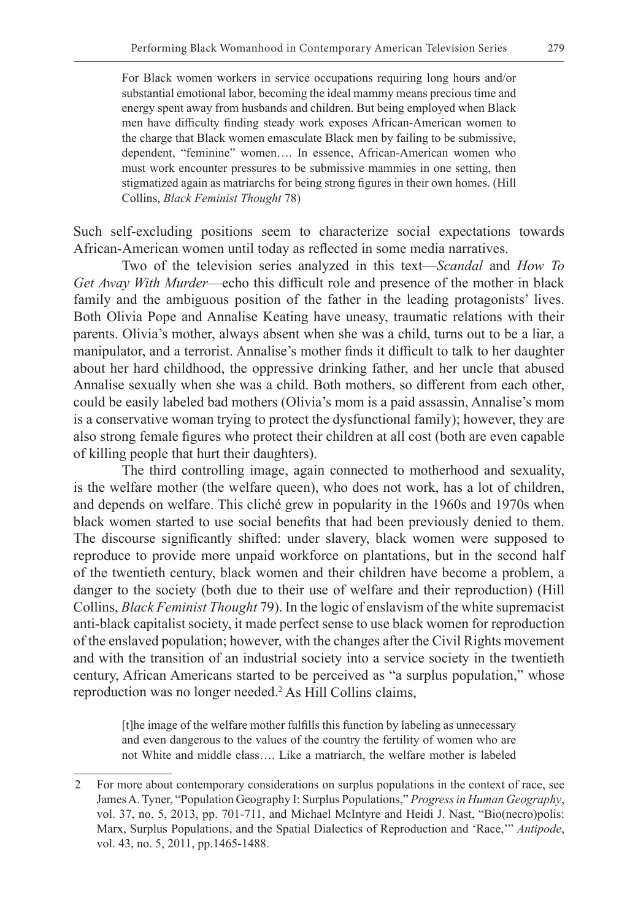> For Black women workers in service occupations requiring long hours and/or substantial emotional labor, becoming the ideal mammy means precious time and energy spent away from husbands and children. But being employed when Black men have difficulty finding steady work exposes African-American women to the charge that Black women emasculate Black men by failing to be submissive, dependent, "feminine" women…. In essence, African-American women who must work encounter pressures to be submissive mammies in one setting, then stigmatized again as matriarchs for being strong figures in their own homes. (Hill Collins, *Black Feminist Thought* 78)

Such self-excluding positions seem to characterize social expectations towards African-American women until today as reflected in some media narratives.

Two of the television series analyzed in this text—*Scandal* and *How To Get Away With Murder*—echo this difficult role and presence of the mother in black family and the ambiguous position of the father in the leading protagonists' lives. Both Olivia Pope and Annalise Keating have uneasy, traumatic relations with their parents. Olivia's mother, always absent when she was a child, turns out to be a liar, a manipulator, and a terrorist. Annalise's mother finds it difficult to talk to her daughter about her hard childhood, the oppressive drinking father, and her uncle that abused Annalise sexually when she was a child. Both mothers, so different from each other, could be easily labeled bad mothers (Olivia's mom is a paid assassin, Annalise's mom is a conservative woman trying to protect the dysfunctional family); however, they are also strong female figures who protect their children at all cost (both are even capable of killing people that hurt their daughters).

The third controlling image, again connected to motherhood and sexuality, is the welfare mother (the welfare queen), who does not work, has a lot of children, and depends on welfare. This cliché grew in popularity in the 1960s and 1970s when black women started to use social benefits that had been previously denied to them. The discourse significantly shifted: under slavery, black women were supposed to reproduce to provide more unpaid workforce on plantations, but in the second half of the twentieth century, black women and their children have become a problem, a danger to the society (both due to their use of welfare and their reproduction) (Hill Collins, *Black Feminist Thought* 79). In the logic of enslavism of the white supremacist anti-black capitalist society, it made perfect sense to use black women for reproduction of the enslaved population; however, with the changes after the Civil Rights movement and with the transition of an industrial society into a service society in the twentieth century, African Americans started to be perceived as "a surplus population," whose reproduction was no longer needed.[2] As Hill Collins claims,

> [t]he image of the welfare mother fulfills this function by labeling as unnecessary and even dangerous to the values of the country the fertility of women who are not White and middle class…. Like a matriarch, the welfare mother is labeled

---

2 For more about contemporary considerations on surplus populations in the context of race, see James A. Tyner, "Population Geography I: Surplus Populations," *Progress in Human Geography*, vol. 37, no. 5, 2013, pp. 701-711, and Michael McIntyre and Heidi J. Nast, "Bio(necro)polis: Marx, Surplus Populations, and the Spatial Dialectics of Reproduction and 'Race,'" *Antipode*, vol. 43, no. 5, 2011, pp.1465-1488.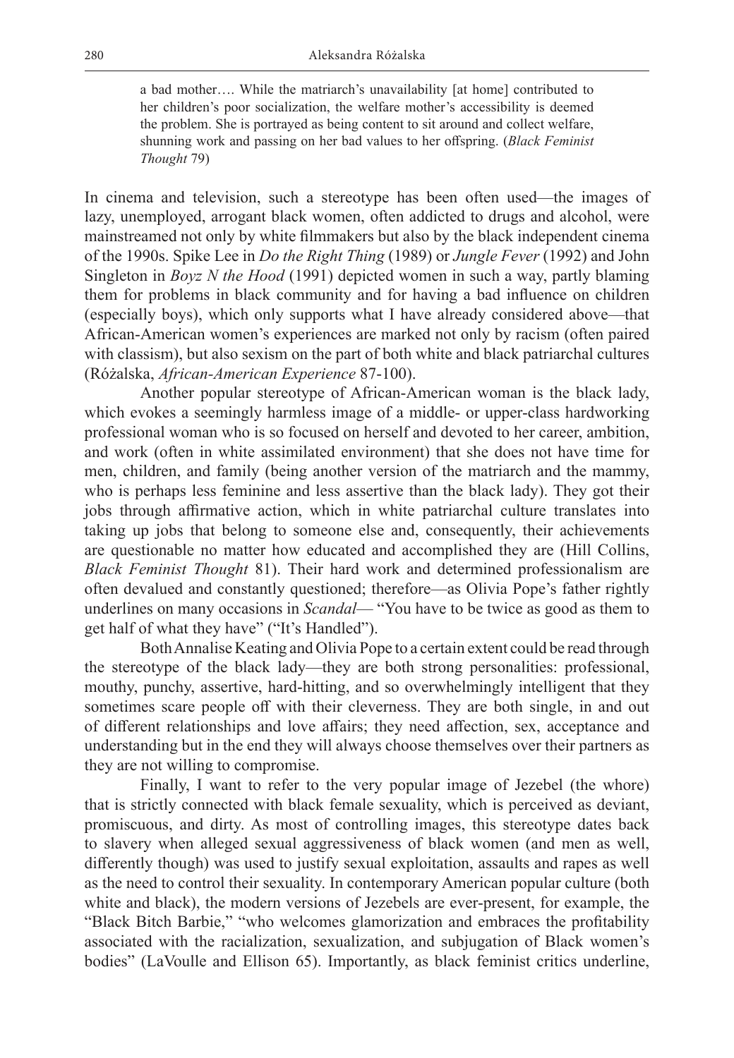> a bad mother…. While the matriarch's unavailability [at home] contributed to her children's poor socialization, the welfare mother's accessibility is deemed the problem. She is portrayed as being content to sit around and collect welfare, shunning work and passing on her bad values to her offspring. (*Black Feminist Thought* 79)

In cinema and television, such a stereotype has been often used—the images of lazy, unemployed, arrogant black women, often addicted to drugs and alcohol, were mainstreamed not only by white filmmakers but also by the black independent cinema of the 1990s. Spike Lee in *Do the Right Thing* (1989) or *Jungle Fever* (1992) and John Singleton in *Boyz N the Hood* (1991) depicted women in such a way, partly blaming them for problems in black community and for having a bad influence on children (especially boys), which only supports what I have already considered above—that African-American women's experiences are marked not only by racism (often paired with classism), but also sexism on the part of both white and black patriarchal cultures (Różalska, *African-American Experience* 87-100).

Another popular stereotype of African-American woman is the black lady, which evokes a seemingly harmless image of a middle- or upper-class hardworking professional woman who is so focused on herself and devoted to her career, ambition, and work (often in white assimilated environment) that she does not have time for men, children, and family (being another version of the matriarch and the mammy, who is perhaps less feminine and less assertive than the black lady). They got their jobs through affirmative action, which in white patriarchal culture translates into taking up jobs that belong to someone else and, consequently, their achievements are questionable no matter how educated and accomplished they are (Hill Collins, *Black Feminist Thought* 81). Their hard work and determined professionalism are often devalued and constantly questioned; therefore—as Olivia Pope's father rightly underlines on many occasions in *Scandal*— "You have to be twice as good as them to get half of what they have" ("It's Handled").

Both Annalise Keating and Olivia Pope to a certain extent could be read through the stereotype of the black lady—they are both strong personalities: professional, mouthy, punchy, assertive, hard-hitting, and so overwhelmingly intelligent that they sometimes scare people off with their cleverness. They are both single, in and out of different relationships and love affairs; they need affection, sex, acceptance and understanding but in the end they will always choose themselves over their partners as they are not willing to compromise.

Finally, I want to refer to the very popular image of Jezebel (the whore) that is strictly connected with black female sexuality, which is perceived as deviant, promiscuous, and dirty. As most of controlling images, this stereotype dates back to slavery when alleged sexual aggressiveness of black women (and men as well, differently though) was used to justify sexual exploitation, assaults and rapes as well as the need to control their sexuality. In contemporary American popular culture (both white and black), the modern versions of Jezebels are ever-present, for example, the "Black Bitch Barbie," "who welcomes glamorization and embraces the profitability associated with the racialization, sexualization, and subjugation of Black women's bodies" (LaVoulle and Ellison 65). Importantly, as black feminist critics underline,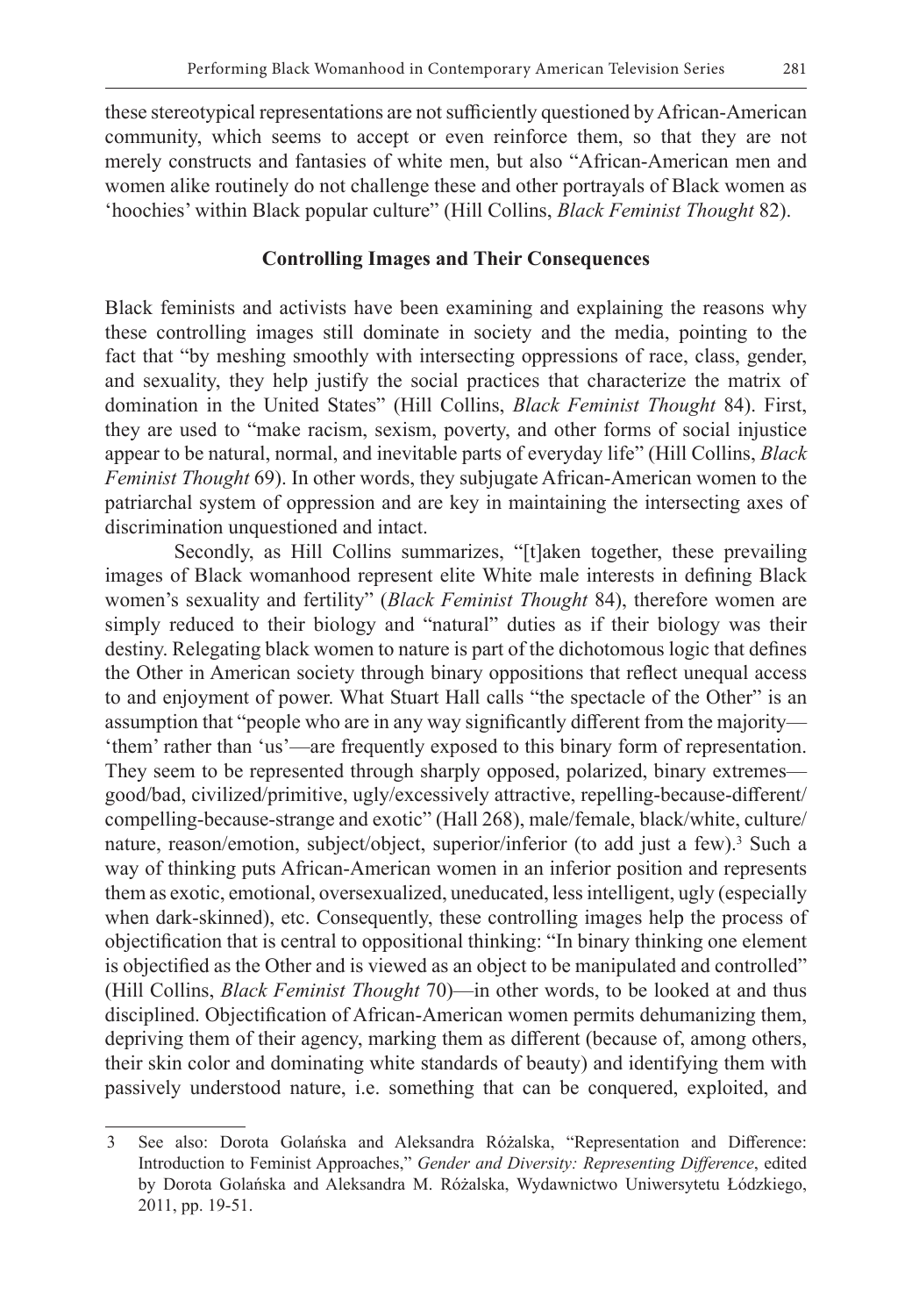these stereotypical representations are not sufficiently questioned by African-American community, which seems to accept or even reinforce them, so that they are not merely constructs and fantasies of white men, but also "African-American men and women alike routinely do not challenge these and other portrayals of Black women as 'hoochies' within Black popular culture" (Hill Collins, *Black Feminist Thought* 82).

## Controlling Images and Their Consequences

Black feminists and activists have been examining and explaining the reasons why these controlling images still dominate in society and the media, pointing to the fact that "by meshing smoothly with intersecting oppressions of race, class, gender, and sexuality, they help justify the social practices that characterize the matrix of domination in the United States" (Hill Collins, *Black Feminist Thought* 84). First, they are used to "make racism, sexism, poverty, and other forms of social injustice appear to be natural, normal, and inevitable parts of everyday life" (Hill Collins, *Black Feminist Thought* 69). In other words, they subjugate African-American women to the patriarchal system of oppression and are key in maintaining the intersecting axes of discrimination unquestioned and intact.

Secondly, as Hill Collins summarizes, "[t]aken together, these prevailing images of Black womanhood represent elite White male interests in defining Black women's sexuality and fertility" (*Black Feminist Thought* 84), therefore women are simply reduced to their biology and "natural" duties as if their biology was their destiny. Relegating black women to nature is part of the dichotomous logic that defines the Other in American society through binary oppositions that reflect unequal access to and enjoyment of power. What Stuart Hall calls "the spectacle of the Other" is an assumption that "people who are in any way significantly different from the majority—'them' rather than 'us'—are frequently exposed to this binary form of representation. They seem to be represented through sharply opposed, polarized, binary extremes—good/bad, civilized/primitive, ugly/excessively attractive, repelling-because-different/compelling-because-strange and exotic" (Hall 268), male/female, black/white, culture/nature, reason/emotion, subject/object, superior/inferior (to add just a few).[3] Such a way of thinking puts African-American women in an inferior position and represents them as exotic, emotional, oversexualized, uneducated, less intelligent, ugly (especially when dark-skinned), etc. Consequently, these controlling images help the process of objectification that is central to oppositional thinking: "In binary thinking one element is objectified as the Other and is viewed as an object to be manipulated and controlled" (Hill Collins, *Black Feminist Thought* 70)—in other words, to be looked at and thus disciplined. Objectification of African-American women permits dehumanizing them, depriving them of their agency, marking them as different (because of, among others, their skin color and dominating white standards of beauty) and identifying them with passively understood nature, i.e. something that can be conquered, exploited, and

---

3 See also: Dorota Golańska and Aleksandra Różalska, "Representation and Difference: Introduction to Feminist Approaches," *Gender and Diversity: Representing Difference*, edited by Dorota Golańska and Aleksandra M. Różalska, Wydawnictwo Uniwersytetu Łódzkiego, 2011, pp. 19-51.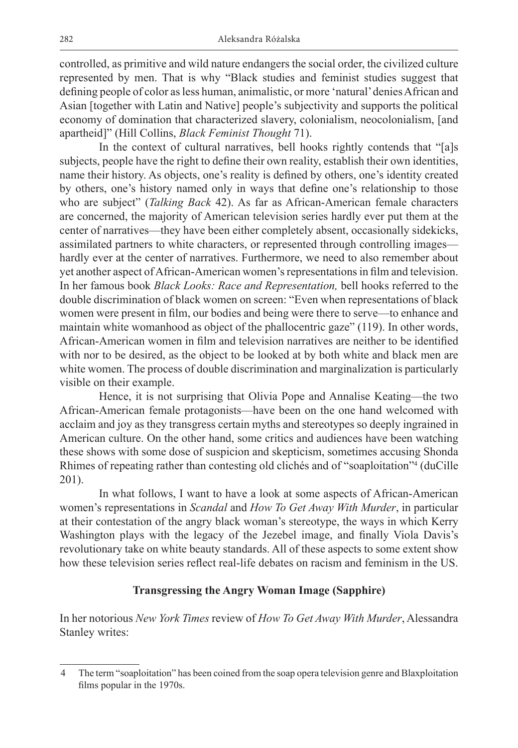controlled, as primitive and wild nature endangers the social order, the civilized culture represented by men. That is why "Black studies and feminist studies suggest that defining people of color as less human, animalistic, or more 'natural' denies African and Asian [together with Latin and Native] people's subjectivity and supports the political economy of domination that characterized slavery, colonialism, neocolonialism, [and apartheid]" (Hill Collins, *Black Feminist Thought* 71).

In the context of cultural narratives, bell hooks rightly contends that "[a]s subjects, people have the right to define their own reality, establish their own identities, name their history. As objects, one's reality is defined by others, one's identity created by others, one's history named only in ways that define one's relationship to those who are subject" (*Talking Back* 42). As far as African-American female characters are concerned, the majority of American television series hardly ever put them at the center of narratives—they have been either completely absent, occasionally sidekicks, assimilated partners to white characters, or represented through controlling images—hardly ever at the center of narratives. Furthermore, we need to also remember about yet another aspect of African-American women's representations in film and television. In her famous book *Black Looks: Race and Representation,* bell hooks referred to the double discrimination of black women on screen: "Even when representations of black women were present in film, our bodies and being were there to serve—to enhance and maintain white womanhood as object of the phallocentric gaze" (119). In other words, African-American women in film and television narratives are neither to be identified with nor to be desired, as the object to be looked at by both white and black men are white women. The process of double discrimination and marginalization is particularly visible on their example.

Hence, it is not surprising that Olivia Pope and Annalise Keating—the two African-American female protagonists—have been on the one hand welcomed with acclaim and joy as they transgress certain myths and stereotypes so deeply ingrained in American culture. On the other hand, some critics and audiences have been watching these shows with some dose of suspicion and skepticism, sometimes accusing Shonda Rhimes of repeating rather than contesting old clichés and of "soaploitation"[4] (duCille 201).

In what follows, I want to have a look at some aspects of African-American women's representations in *Scandal* and *How To Get Away With Murder*, in particular at their contestation of the angry black woman's stereotype, the ways in which Kerry Washington plays with the legacy of the Jezebel image, and finally Viola Davis's revolutionary take on white beauty standards. All of these aspects to some extent show how these television series reflect real-life debates on racism and feminism in the US.

### Transgressing the Angry Woman Image (Sapphire)

In her notorious *New York Times* review of *How To Get Away With Murder*, Alessandra Stanley writes:

---

4 The term "soaploitation" has been coined from the soap opera television genre and Blaxploitation films popular in the 1970s.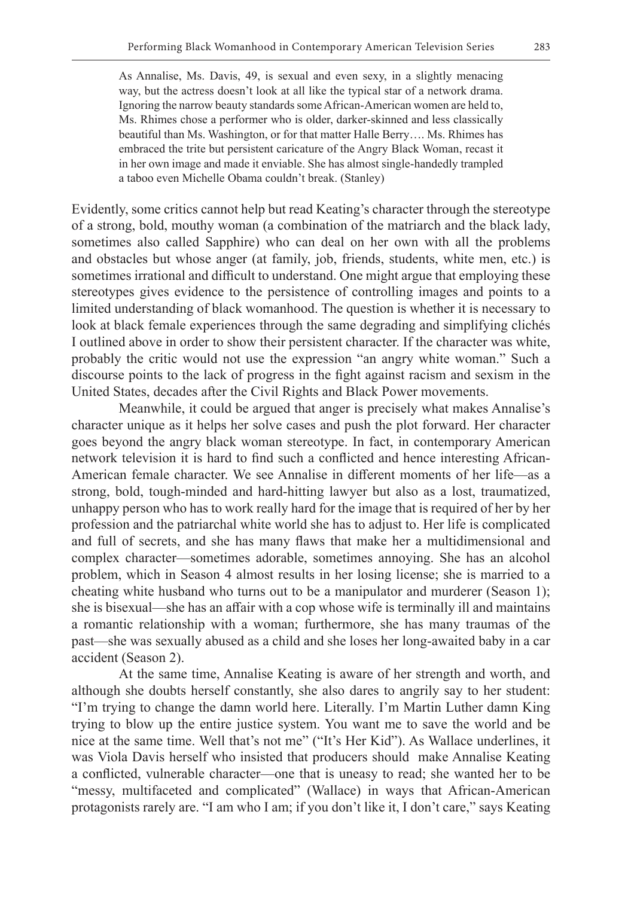> As Annalise, Ms. Davis, 49, is sexual and even sexy, in a slightly menacing way, but the actress doesn't look at all like the typical star of a network drama. Ignoring the narrow beauty standards some African-American women are held to, Ms. Rhimes chose a performer who is older, darker-skinned and less classically beautiful than Ms. Washington, or for that matter Halle Berry…. Ms. Rhimes has embraced the trite but persistent caricature of the Angry Black Woman, recast it in her own image and made it enviable. She has almost single-handedly trampled a taboo even Michelle Obama couldn't break. (Stanley)

Evidently, some critics cannot help but read Keating's character through the stereotype of a strong, bold, mouthy woman (a combination of the matriarch and the black lady, sometimes also called Sapphire) who can deal on her own with all the problems and obstacles but whose anger (at family, job, friends, students, white men, etc.) is sometimes irrational and difficult to understand. One might argue that employing these stereotypes gives evidence to the persistence of controlling images and points to a limited understanding of black womanhood. The question is whether it is necessary to look at black female experiences through the same degrading and simplifying clichés I outlined above in order to show their persistent character. If the character was white, probably the critic would not use the expression "an angry white woman." Such a discourse points to the lack of progress in the fight against racism and sexism in the United States, decades after the Civil Rights and Black Power movements.

Meanwhile, it could be argued that anger is precisely what makes Annalise's character unique as it helps her solve cases and push the plot forward. Her character goes beyond the angry black woman stereotype. In fact, in contemporary American network television it is hard to find such a conflicted and hence interesting African-American female character. We see Annalise in different moments of her life—as a strong, bold, tough-minded and hard-hitting lawyer but also as a lost, traumatized, unhappy person who has to work really hard for the image that is required of her by her profession and the patriarchal white world she has to adjust to. Her life is complicated and full of secrets, and she has many flaws that make her a multidimensional and complex character—sometimes adorable, sometimes annoying. She has an alcohol problem, which in Season 4 almost results in her losing license; she is married to a cheating white husband who turns out to be a manipulator and murderer (Season 1); she is bisexual—she has an affair with a cop whose wife is terminally ill and maintains a romantic relationship with a woman; furthermore, she has many traumas of the past—she was sexually abused as a child and she loses her long-awaited baby in a car accident (Season 2).

At the same time, Annalise Keating is aware of her strength and worth, and although she doubts herself constantly, she also dares to angrily say to her student: "I'm trying to change the damn world here. Literally. I'm Martin Luther damn King trying to blow up the entire justice system. You want me to save the world and be nice at the same time. Well that's not me" ("It's Her Kid"). As Wallace underlines, it was Viola Davis herself who insisted that producers should make Annalise Keating a conflicted, vulnerable character—one that is uneasy to read; she wanted her to be "messy, multifaceted and complicated" (Wallace) in ways that African-American protagonists rarely are. "I am who I am; if you don't like it, I don't care," says Keating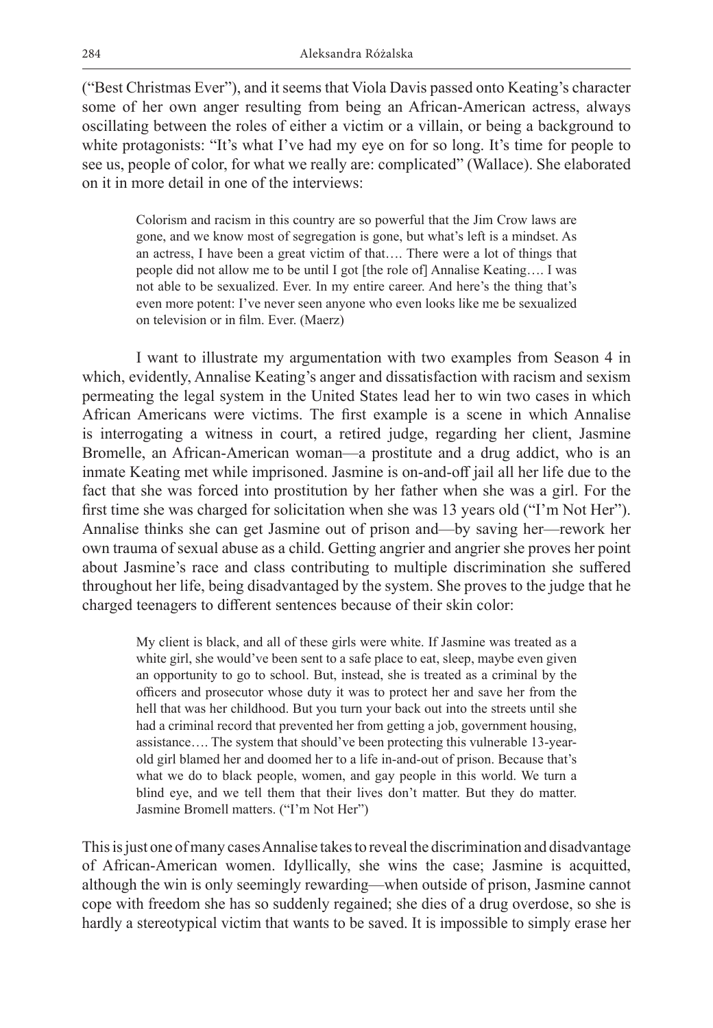("Best Christmas Ever"), and it seems that Viola Davis passed onto Keating's character some of her own anger resulting from being an African-American actress, always oscillating between the roles of either a victim or a villain, or being a background to white protagonists: "It's what I've had my eye on for so long. It's time for people to see us, people of color, for what we really are: complicated" (Wallace). She elaborated on it in more detail in one of the interviews:

> Colorism and racism in this country are so powerful that the Jim Crow laws are gone, and we know most of segregation is gone, but what's left is a mindset. As an actress, I have been a great victim of that…. There were a lot of things that people did not allow me to be until I got [the role of] Annalise Keating…. I was not able to be sexualized. Ever. In my entire career. And here's the thing that's even more potent: I've never seen anyone who even looks like me be sexualized on television or in film. Ever. (Maerz)

I want to illustrate my argumentation with two examples from Season 4 in which, evidently, Annalise Keating's anger and dissatisfaction with racism and sexism permeating the legal system in the United States lead her to win two cases in which African Americans were victims. The first example is a scene in which Annalise is interrogating a witness in court, a retired judge, regarding her client, Jasmine Bromelle, an African-American woman—a prostitute and a drug addict, who is an inmate Keating met while imprisoned. Jasmine is on-and-off jail all her life due to the fact that she was forced into prostitution by her father when she was a girl. For the first time she was charged for solicitation when she was 13 years old ("I'm Not Her"). Annalise thinks she can get Jasmine out of prison and—by saving her—rework her own trauma of sexual abuse as a child. Getting angrier and angrier she proves her point about Jasmine's race and class contributing to multiple discrimination she suffered throughout her life, being disadvantaged by the system. She proves to the judge that he charged teenagers to different sentences because of their skin color:

> My client is black, and all of these girls were white. If Jasmine was treated as a white girl, she would've been sent to a safe place to eat, sleep, maybe even given an opportunity to go to school. But, instead, she is treated as a criminal by the officers and prosecutor whose duty it was to protect her and save her from the hell that was her childhood. But you turn your back out into the streets until she had a criminal record that prevented her from getting a job, government housing, assistance…. The system that should've been protecting this vulnerable 13-year-old girl blamed her and doomed her to a life in-and-out of prison. Because that's what we do to black people, women, and gay people in this world. We turn a blind eye, and we tell them that their lives don't matter. But they do matter. Jasmine Bromell matters. ("I'm Not Her")

This is just one of many cases Annalise takes to reveal the discrimination and disadvantage of African-American women. Idyllically, she wins the case; Jasmine is acquitted, although the win is only seemingly rewarding—when outside of prison, Jasmine cannot cope with freedom she has so suddenly regained; she dies of a drug overdose, so she is hardly a stereotypical victim that wants to be saved. It is impossible to simply erase her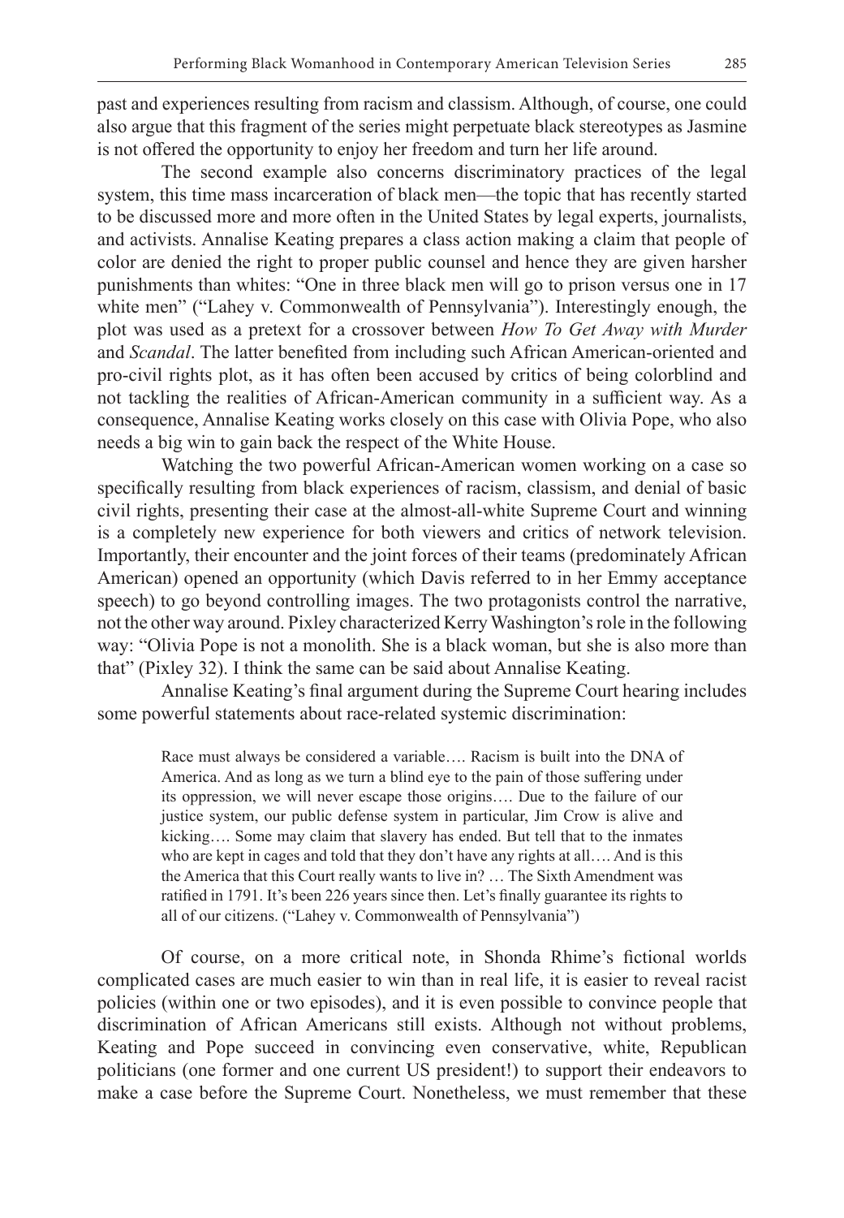past and experiences resulting from racism and classism. Although, of course, one could also argue that this fragment of the series might perpetuate black stereotypes as Jasmine is not offered the opportunity to enjoy her freedom and turn her life around.

The second example also concerns discriminatory practices of the legal system, this time mass incarceration of black men—the topic that has recently started to be discussed more and more often in the United States by legal experts, journalists, and activists. Annalise Keating prepares a class action making a claim that people of color are denied the right to proper public counsel and hence they are given harsher punishments than whites: "One in three black men will go to prison versus one in 17 white men" ("Lahey v. Commonwealth of Pennsylvania"). Interestingly enough, the plot was used as a pretext for a crossover between *How To Get Away with Murder* and *Scandal*. The latter benefited from including such African American-oriented and pro-civil rights plot, as it has often been accused by critics of being colorblind and not tackling the realities of African-American community in a sufficient way. As a consequence, Annalise Keating works closely on this case with Olivia Pope, who also needs a big win to gain back the respect of the White House.

Watching the two powerful African-American women working on a case so specifically resulting from black experiences of racism, classism, and denial of basic civil rights, presenting their case at the almost-all-white Supreme Court and winning is a completely new experience for both viewers and critics of network television. Importantly, their encounter and the joint forces of their teams (predominately African American) opened an opportunity (which Davis referred to in her Emmy acceptance speech) to go beyond controlling images. The two protagonists control the narrative, not the other way around. Pixley characterized Kerry Washington's role in the following way: "Olivia Pope is not a monolith. She is a black woman, but she is also more than that" (Pixley 32). I think the same can be said about Annalise Keating.

Annalise Keating's final argument during the Supreme Court hearing includes some powerful statements about race-related systemic discrimination:

> Race must always be considered a variable…. Racism is built into the DNA of America. And as long as we turn a blind eye to the pain of those suffering under its oppression, we will never escape those origins…. Due to the failure of our justice system, our public defense system in particular, Jim Crow is alive and kicking…. Some may claim that slavery has ended. But tell that to the inmates who are kept in cages and told that they don't have any rights at all…. And is this the America that this Court really wants to live in? … The Sixth Amendment was ratified in 1791. It's been 226 years since then. Let's finally guarantee its rights to all of our citizens. ("Lahey v. Commonwealth of Pennsylvania")

Of course, on a more critical note, in Shonda Rhime's fictional worlds complicated cases are much easier to win than in real life, it is easier to reveal racist policies (within one or two episodes), and it is even possible to convince people that discrimination of African Americans still exists. Although not without problems, Keating and Pope succeed in convincing even conservative, white, Republican politicians (one former and one current US president!) to support their endeavors to make a case before the Supreme Court. Nonetheless, we must remember that these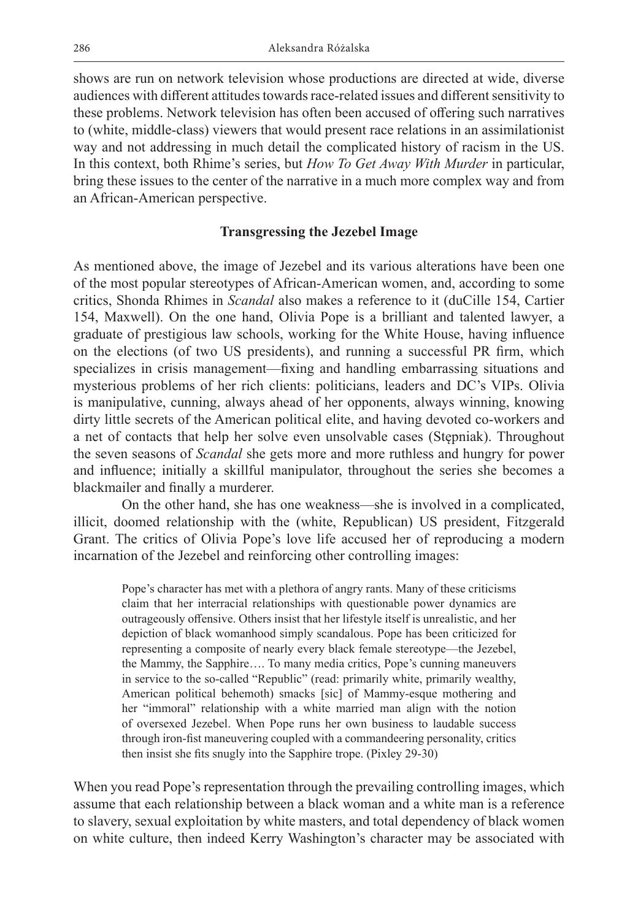shows are run on network television whose productions are directed at wide, diverse audiences with different attitudes towards race-related issues and different sensitivity to these problems. Network television has often been accused of offering such narratives to (white, middle-class) viewers that would present race relations in an assimilationist way and not addressing in much detail the complicated history of racism in the US. In this context, both Rhime's series, but *How To Get Away With Murder* in particular, bring these issues to the center of the narrative in a much more complex way and from an African-American perspective.

## Transgressing the Jezebel Image

As mentioned above, the image of Jezebel and its various alterations have been one of the most popular stereotypes of African-American women, and, according to some critics, Shonda Rhimes in *Scandal* also makes a reference to it (duCille 154, Cartier 154, Maxwell). On the one hand, Olivia Pope is a brilliant and talented lawyer, a graduate of prestigious law schools, working for the White House, having influence on the elections (of two US presidents), and running a successful PR firm, which specializes in crisis management—fixing and handling embarrassing situations and mysterious problems of her rich clients: politicians, leaders and DC's VIPs. Olivia is manipulative, cunning, always ahead of her opponents, always winning, knowing dirty little secrets of the American political elite, and having devoted co-workers and a net of contacts that help her solve even unsolvable cases (Stępniak). Throughout the seven seasons of *Scandal* she gets more and more ruthless and hungry for power and influence; initially a skillful manipulator, throughout the series she becomes a blackmailer and finally a murderer.

On the other hand, she has one weakness—she is involved in a complicated, illicit, doomed relationship with the (white, Republican) US president, Fitzgerald Grant. The critics of Olivia Pope's love life accused her of reproducing a modern incarnation of the Jezebel and reinforcing other controlling images:

> Pope's character has met with a plethora of angry rants. Many of these criticisms claim that her interracial relationships with questionable power dynamics are outrageously offensive. Others insist that her lifestyle itself is unrealistic, and her depiction of black womanhood simply scandalous. Pope has been criticized for representing a composite of nearly every black female stereotype—the Jezebel, the Mammy, the Sapphire…. To many media critics, Pope's cunning maneuvers in service to the so-called "Republic" (read: primarily white, primarily wealthy, American political behemoth) smacks [sic] of Mammy-esque mothering and her "immoral" relationship with a white married man align with the notion of oversexed Jezebel. When Pope runs her own business to laudable success through iron-fist maneuvering coupled with a commandeering personality, critics then insist she fits snugly into the Sapphire trope. (Pixley 29-30)

When you read Pope's representation through the prevailing controlling images, which assume that each relationship between a black woman and a white man is a reference to slavery, sexual exploitation by white masters, and total dependency of black women on white culture, then indeed Kerry Washington's character may be associated with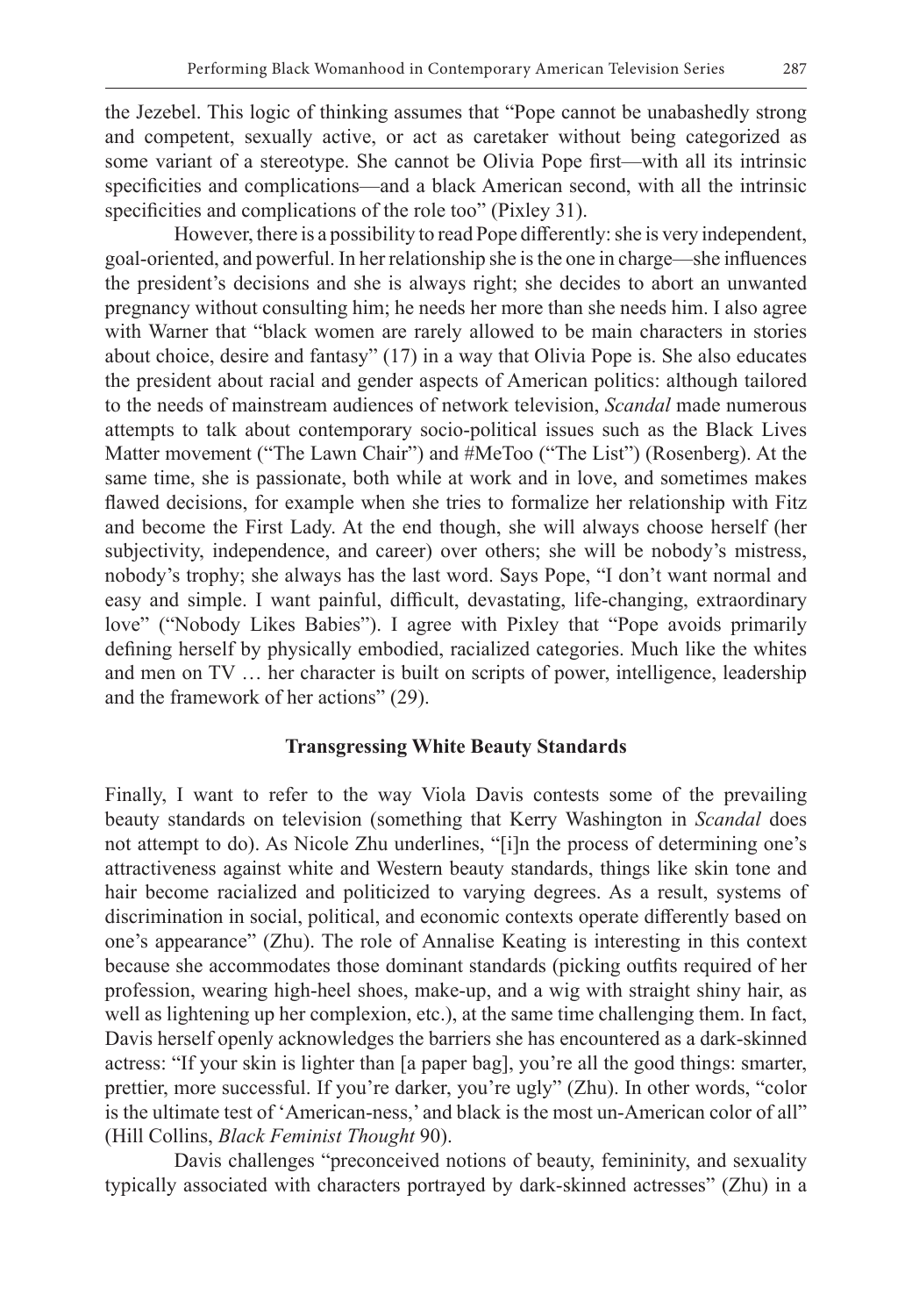the Jezebel. This logic of thinking assumes that "Pope cannot be unabashedly strong and competent, sexually active, or act as caretaker without being categorized as some variant of a stereotype. She cannot be Olivia Pope first—with all its intrinsic specificities and complications—and a black American second, with all the intrinsic specificities and complications of the role too" (Pixley 31).

However, there is a possibility to read Pope differently: she is very independent, goal-oriented, and powerful. In her relationship she is the one in charge—she influences the president's decisions and she is always right; she decides to abort an unwanted pregnancy without consulting him; he needs her more than she needs him. I also agree with Warner that "black women are rarely allowed to be main characters in stories about choice, desire and fantasy" (17) in a way that Olivia Pope is. She also educates the president about racial and gender aspects of American politics: although tailored to the needs of mainstream audiences of network television, *Scandal* made numerous attempts to talk about contemporary socio-political issues such as the Black Lives Matter movement ("The Lawn Chair") and #MeToo ("The List") (Rosenberg). At the same time, she is passionate, both while at work and in love, and sometimes makes flawed decisions, for example when she tries to formalize her relationship with Fitz and become the First Lady. At the end though, she will always choose herself (her subjectivity, independence, and career) over others; she will be nobody's mistress, nobody's trophy; she always has the last word. Says Pope, "I don't want normal and easy and simple. I want painful, difficult, devastating, life-changing, extraordinary love" ("Nobody Likes Babies"). I agree with Pixley that "Pope avoids primarily defining herself by physically embodied, racialized categories. Much like the whites and men on TV … her character is built on scripts of power, intelligence, leadership and the framework of her actions" (29).

## Transgressing White Beauty Standards

Finally, I want to refer to the way Viola Davis contests some of the prevailing beauty standards on television (something that Kerry Washington in *Scandal* does not attempt to do). As Nicole Zhu underlines, "[i]n the process of determining one's attractiveness against white and Western beauty standards, things like skin tone and hair become racialized and politicized to varying degrees. As a result, systems of discrimination in social, political, and economic contexts operate differently based on one's appearance" (Zhu). The role of Annalise Keating is interesting in this context because she accommodates those dominant standards (picking outfits required of her profession, wearing high-heel shoes, make-up, and a wig with straight shiny hair, as well as lightening up her complexion, etc.), at the same time challenging them. In fact, Davis herself openly acknowledges the barriers she has encountered as a dark-skinned actress: "If your skin is lighter than [a paper bag], you're all the good things: smarter, prettier, more successful. If you're darker, you're ugly" (Zhu). In other words, "color is the ultimate test of 'American-ness,' and black is the most un-American color of all" (Hill Collins, *Black Feminist Thought* 90).

Davis challenges "preconceived notions of beauty, femininity, and sexuality typically associated with characters portrayed by dark-skinned actresses" (Zhu) in a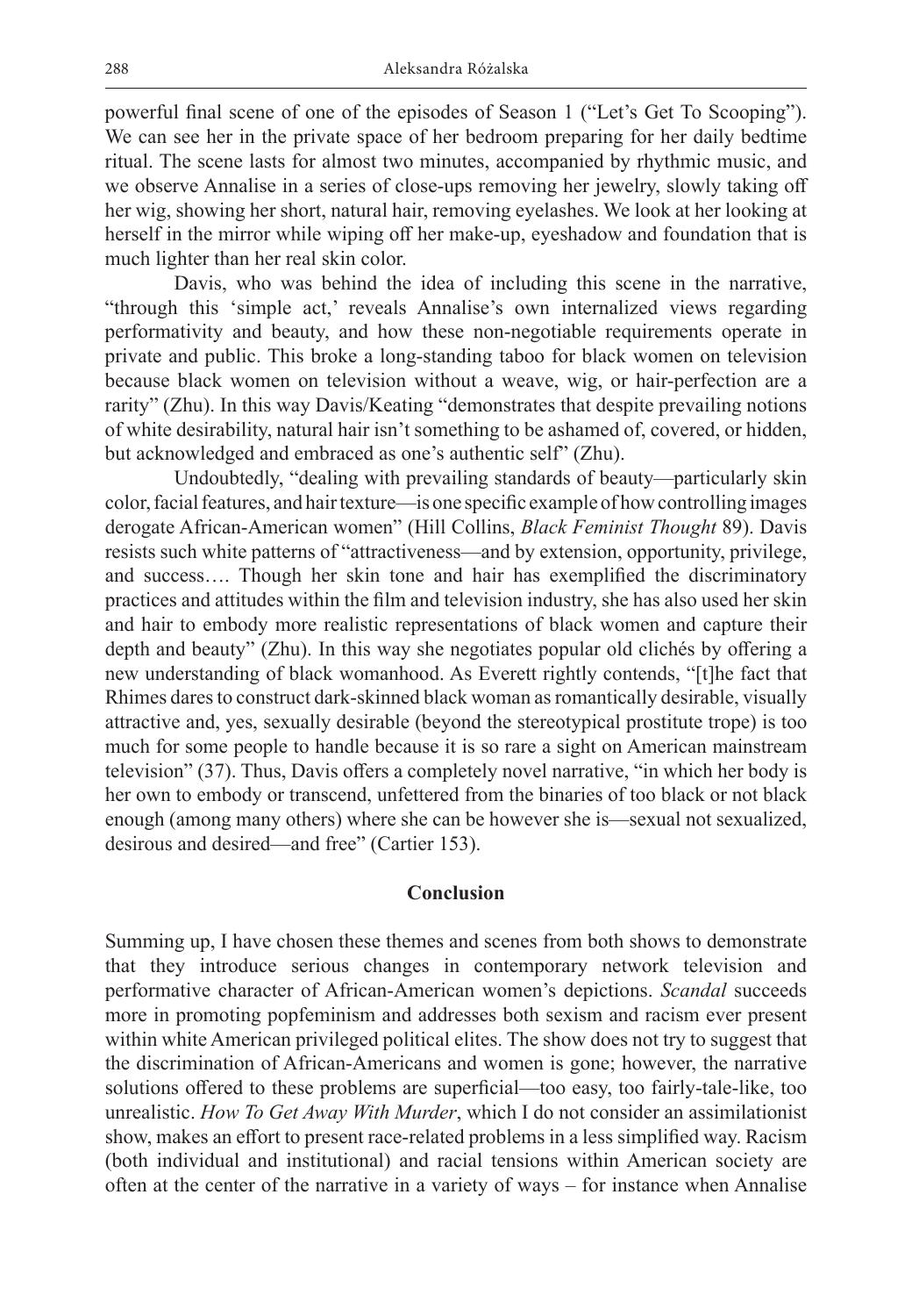powerful final scene of one of the episodes of Season 1 ("Let's Get To Scooping"). We can see her in the private space of her bedroom preparing for her daily bedtime ritual. The scene lasts for almost two minutes, accompanied by rhythmic music, and we observe Annalise in a series of close-ups removing her jewelry, slowly taking off her wig, showing her short, natural hair, removing eyelashes. We look at her looking at herself in the mirror while wiping off her make-up, eyeshadow and foundation that is much lighter than her real skin color.

Davis, who was behind the idea of including this scene in the narrative, "through this 'simple act,' reveals Annalise's own internalized views regarding performativity and beauty, and how these non-negotiable requirements operate in private and public. This broke a long-standing taboo for black women on television because black women on television without a weave, wig, or hair-perfection are a rarity" (Zhu). In this way Davis/Keating "demonstrates that despite prevailing notions of white desirability, natural hair isn't something to be ashamed of, covered, or hidden, but acknowledged and embraced as one's authentic self" (Zhu).

Undoubtedly, "dealing with prevailing standards of beauty—particularly skin color, facial features, and hair texture—is one specific example of how controlling images derogate African-American women" (Hill Collins, *Black Feminist Thought* 89). Davis resists such white patterns of "attractiveness—and by extension, opportunity, privilege, and success…. Though her skin tone and hair has exemplified the discriminatory practices and attitudes within the film and television industry, she has also used her skin and hair to embody more realistic representations of black women and capture their depth and beauty" (Zhu). In this way she negotiates popular old clichés by offering a new understanding of black womanhood. As Everett rightly contends, "[t]he fact that Rhimes dares to construct dark-skinned black woman as romantically desirable, visually attractive and, yes, sexually desirable (beyond the stereotypical prostitute trope) is too much for some people to handle because it is so rare a sight on American mainstream television" (37). Thus, Davis offers a completely novel narrative, "in which her body is her own to embody or transcend, unfettered from the binaries of too black or not black enough (among many others) where she can be however she is—sexual not sexualized, desirous and desired—and free" (Cartier 153).

## Conclusion

Summing up, I have chosen these themes and scenes from both shows to demonstrate that they introduce serious changes in contemporary network television and performative character of African-American women's depictions. *Scandal* succeeds more in promoting popfeminism and addresses both sexism and racism ever present within white American privileged political elites. The show does not try to suggest that the discrimination of African-Americans and women is gone; however, the narrative solutions offered to these problems are superficial—too easy, too fairly-tale-like, too unrealistic. *How To Get Away With Murder*, which I do not consider an assimilationist show, makes an effort to present race-related problems in a less simplified way. Racism (both individual and institutional) and racial tensions within American society are often at the center of the narrative in a variety of ways – for instance when Annalise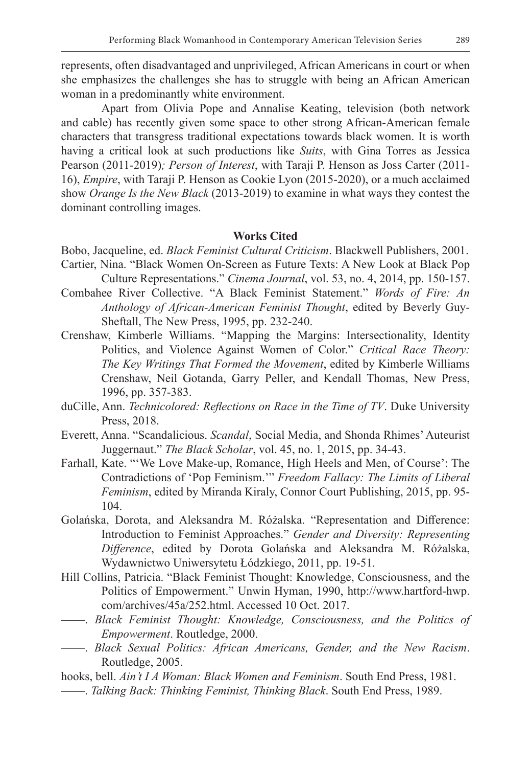represents, often disadvantaged and unprivileged, African Americans in court or when she emphasizes the challenges she has to struggle with being an African American woman in a predominantly white environment.

Apart from Olivia Pope and Annalise Keating, television (both network and cable) has recently given some space to other strong African-American female characters that transgress traditional expectations towards black women. It is worth having a critical look at such productions like *Suits*, with Gina Torres as Jessica Pearson (2011-2019)*; Person of Interest*, with Taraji P. Henson as Joss Carter (2011-16), *Empire*, with Taraji P. Henson as Cookie Lyon (2015-2020), or a much acclaimed show *Orange Is the New Black* (2013-2019) to examine in what ways they contest the dominant controlling images.

## Works Cited

Bobo, Jacqueline, ed. *Black Feminist Cultural Criticism*. Blackwell Publishers, 2001.

Cartier, Nina. "Black Women On-Screen as Future Texts: A New Look at Black Pop Culture Representations." *Cinema Journal*, vol. 53, no. 4, 2014, pp. 150-157.

Combahee River Collective. "A Black Feminist Statement." *Words of Fire: An Anthology of African-American Feminist Thought*, edited by Beverly Guy-Sheftall, The New Press, 1995, pp. 232-240.

Crenshaw, Kimberle Williams. "Mapping the Margins: Intersectionality, Identity Politics, and Violence Against Women of Color." *Critical Race Theory: The Key Writings That Formed the Movement*, edited by Kimberle Williams Crenshaw, Neil Gotanda, Garry Peller, and Kendall Thomas, New Press, 1996, pp. 357-383.

duCille, Ann. *Technicolored: Reflections on Race in the Time of TV*. Duke University Press, 2018.

Everett, Anna. "Scandalicious. *Scandal*, Social Media, and Shonda Rhimes' Auteurist Juggernaut." *The Black Scholar*, vol. 45, no. 1, 2015, pp. 34-43.

Farhall, Kate. "'We Love Make-up, Romance, High Heels and Men, of Course': The Contradictions of 'Pop Feminism.'" *Freedom Fallacy: The Limits of Liberal Feminism*, edited by Miranda Kiraly, Connor Court Publishing, 2015, pp. 95-104.

Golańska, Dorota, and Aleksandra M. Różalska. "Representation and Difference: Introduction to Feminist Approaches." *Gender and Diversity: Representing Difference*, edited by Dorota Golańska and Aleksandra M. Różalska, Wydawnictwo Uniwersytetu Łódzkiego, 2011, pp. 19-51.

Hill Collins, Patricia. "Black Feminist Thought: Knowledge, Consciousness, and the Politics of Empowerment." Unwin Hyman, 1990, http://www.hartford-hwp.com/archives/45a/252.html. Accessed 10 Oct. 2017.

——. *Black Feminist Thought: Knowledge, Consciousness, and the Politics of Empowerment*. Routledge, 2000.

——. *Black Sexual Politics: African Americans, Gender, and the New Racism*. Routledge, 2005.

hooks, bell. *Ain't I A Woman: Black Women and Feminism*. South End Press, 1981.

——. *Talking Back: Thinking Feminist, Thinking Black*. South End Press, 1989.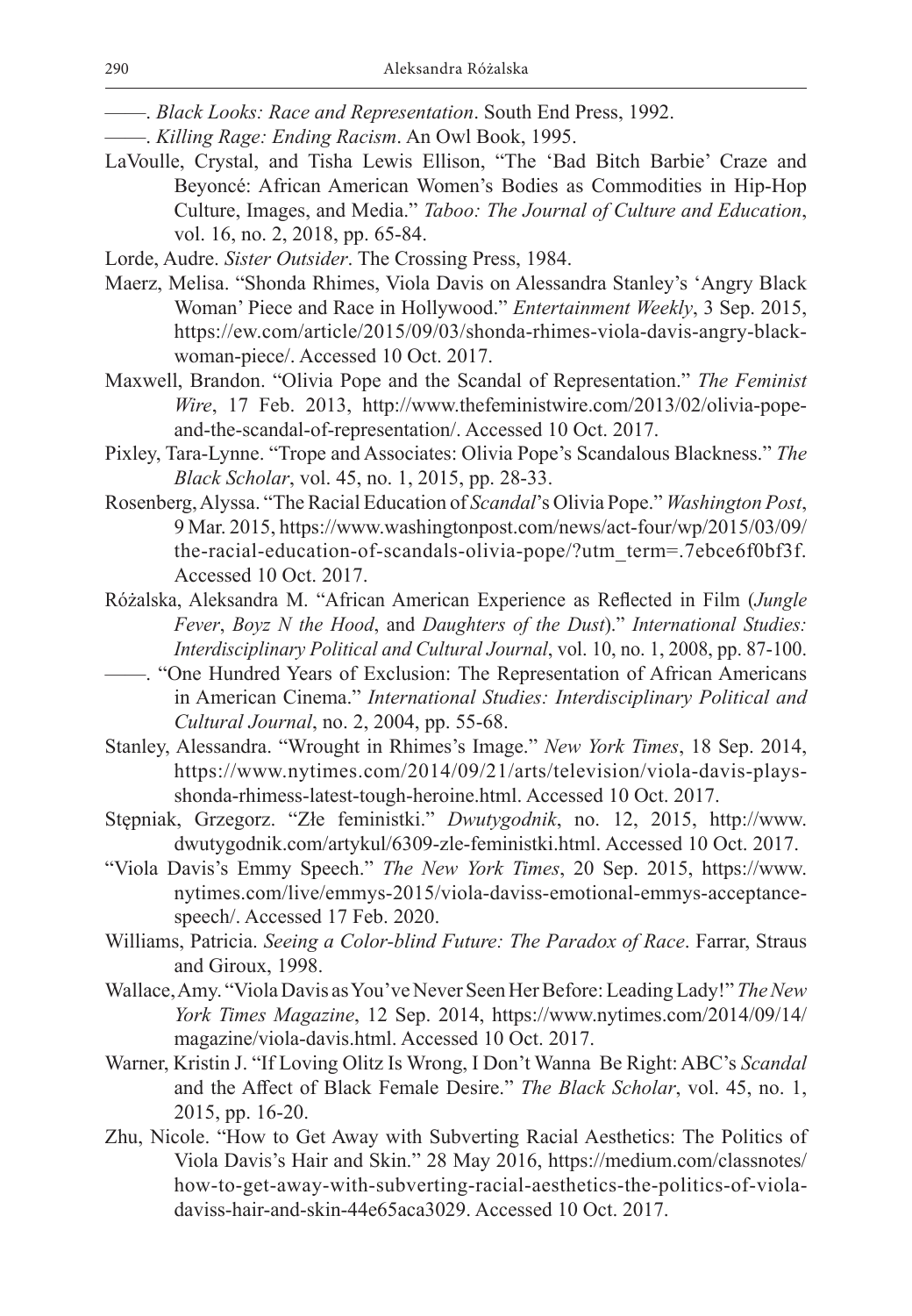——. *Black Looks: Race and Representation*. South End Press, 1992.

——. *Killing Rage: Ending Racism*. An Owl Book, 1995.

LaVoulle, Crystal, and Tisha Lewis Ellison, "The 'Bad Bitch Barbie' Craze and Beyoncé: African American Women's Bodies as Commodities in Hip-Hop Culture, Images, and Media." *Taboo: The Journal of Culture and Education*, vol. 16, no. 2, 2018, pp. 65-84.

Lorde, Audre. *Sister Outsider*. The Crossing Press, 1984.

Maerz, Melisa. "Shonda Rhimes, Viola Davis on Alessandra Stanley's 'Angry Black Woman' Piece and Race in Hollywood." *Entertainment Weekly*, 3 Sep. 2015, https://ew.com/article/2015/09/03/shonda-rhimes-viola-davis-angry-black-woman-piece/. Accessed 10 Oct. 2017.

Maxwell, Brandon. "Olivia Pope and the Scandal of Representation." *The Feminist Wire*, 17 Feb. 2013, http://www.thefeministwire.com/2013/02/olivia-pope-and-the-scandal-of-representation/. Accessed 10 Oct. 2017.

Pixley, Tara-Lynne. "Trope and Associates: Olivia Pope's Scandalous Blackness." *The Black Scholar*, vol. 45, no. 1, 2015, pp. 28-33.

Rosenberg, Alyssa. "The Racial Education of *Scandal*'s Olivia Pope." *Washington Post*, 9 Mar. 2015, https://www.washingtonpost.com/news/act-four/wp/2015/03/09/the-racial-education-of-scandals-olivia-pope/?utm_term=.7ebce6f0bf3f. Accessed 10 Oct. 2017.

Różalska, Aleksandra M. "African American Experience as Reflected in Film (*Jungle Fever*, *Boyz N the Hood*, and *Daughters of the Dust*)." *International Studies: Interdisciplinary Political and Cultural Journal*, vol. 10, no. 1, 2008, pp. 87-100.

——. "One Hundred Years of Exclusion: The Representation of African Americans in American Cinema." *International Studies: Interdisciplinary Political and Cultural Journal*, no. 2, 2004, pp. 55-68.

Stanley, Alessandra. "Wrought in Rhimes's Image." *New York Times*, 18 Sep. 2014, https://www.nytimes.com/2014/09/21/arts/television/viola-davis-plays-shonda-rhimess-latest-tough-heroine.html. Accessed 10 Oct. 2017.

Stępniak, Grzegorz. "Złe feministki." *Dwutygodnik*, no. 12, 2015, http://www.dwutygodnik.com/artykul/6309-zle-feministki.html. Accessed 10 Oct. 2017.

"Viola Davis's Emmy Speech." *The New York Times*, 20 Sep. 2015, https://www.nytimes.com/live/emmys-2015/viola-daviss-emotional-emmys-acceptance-speech/. Accessed 17 Feb. 2020.

Williams, Patricia. *Seeing a Color-blind Future: The Paradox of Race*. Farrar, Straus and Giroux, 1998.

Wallace, Amy. "Viola Davis as You've Never Seen Her Before: Leading Lady!" *The New York Times Magazine*, 12 Sep. 2014, https://www.nytimes.com/2014/09/14/magazine/viola-davis.html. Accessed 10 Oct. 2017.

Warner, Kristin J. "If Loving Olitz Is Wrong, I Don't Wanna Be Right: ABC's *Scandal* and the Affect of Black Female Desire." *The Black Scholar*, vol. 45, no. 1, 2015, pp. 16-20.

Zhu, Nicole. "How to Get Away with Subverting Racial Aesthetics: The Politics of Viola Davis's Hair and Skin." 28 May 2016, https://medium.com/classnotes/how-to-get-away-with-subverting-racial-aesthetics-the-politics-of-viola-daviss-hair-and-skin-44e65aca3029. Accessed 10 Oct. 2017.